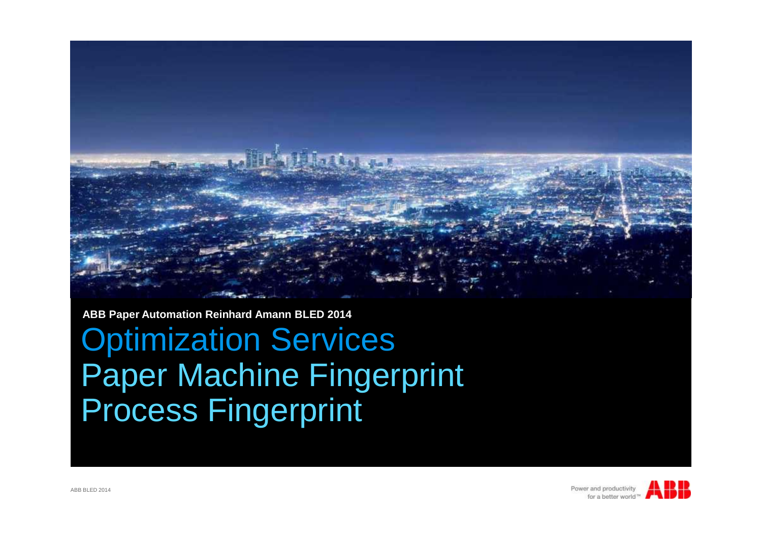**ABB Paper Automation Reinhard Amann BLED 2014**

# Optimization Services
# Paper Machine Fingerprint
# Process Fingerprint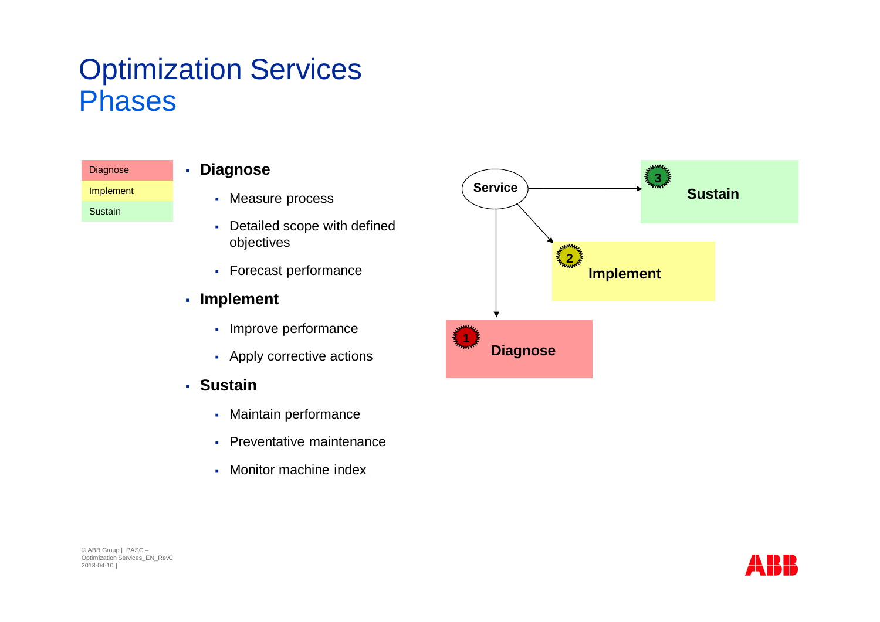# Optimization Services
## Phases

| Diagnose |
| --- |
| Implement |
| Sustain |

- **Diagnose**
  - Measure process
  - Detailed scope with defined objectives
  - Forecast performance
- **Implement**
  - Improve performance
  - Apply corrective actions
- **Sustain**
  - Maintain performance
  - Preventative maintenance
  - Monitor machine index

Service

3 Sustain

2 Implement

1 Diagnose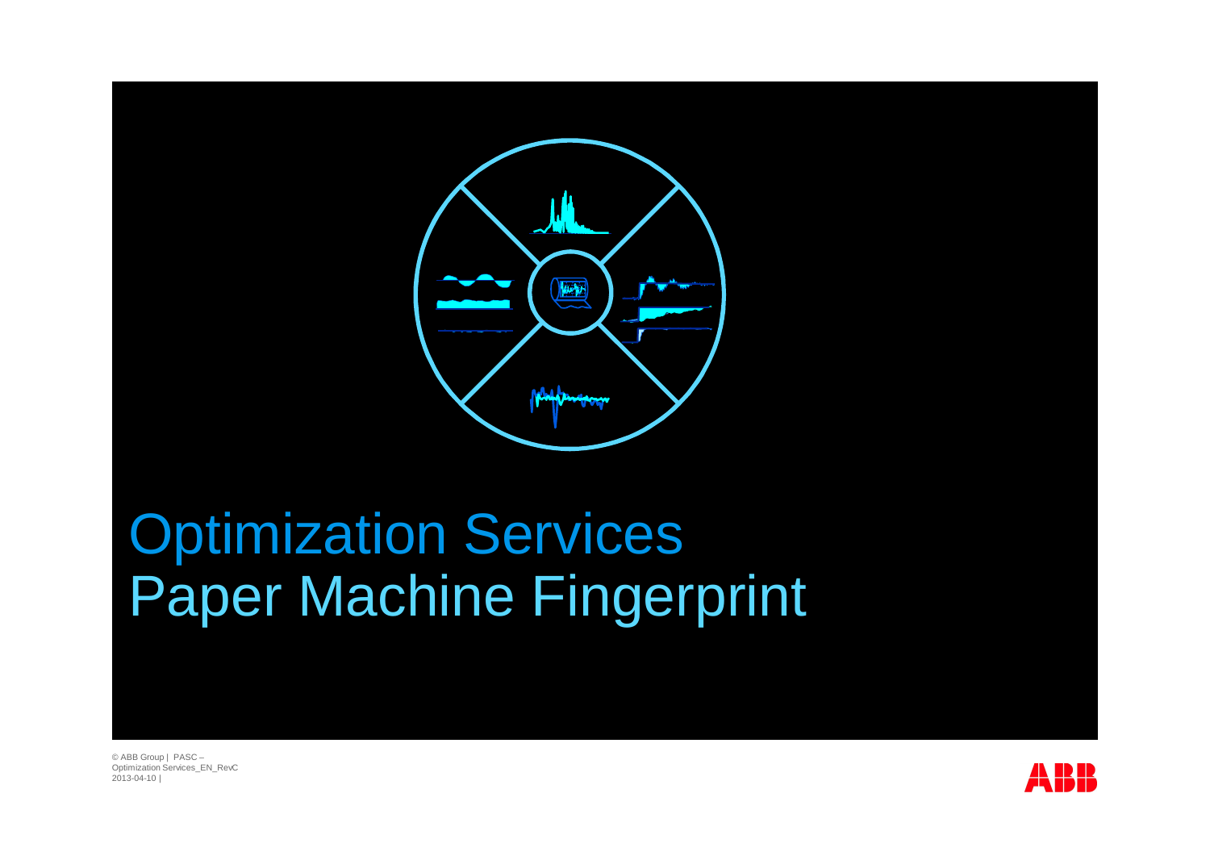# Optimization Services
# Paper Machine Fingerprint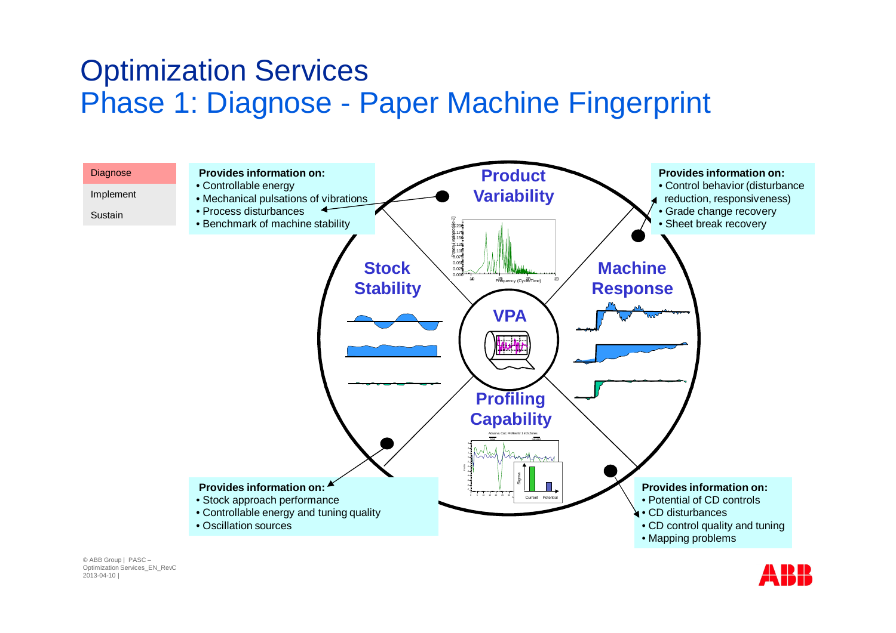# Optimization Services
## Phase 1: Diagnose - Paper Machine Fingerprint

- Diagnose
- Implement
- Sustain

**Provides information on:**
- Controllable energy
- Mechanical pulsations of vibrations
- Process disturbances
- Benchmark of machine stability

**Provides information on:**
- Control behavior (disturbance reduction, responsiveness)
- Grade change recovery
- Sheet break recovery

**Product Variability**

**Stock Stability**

**Machine Response**

**VPA**

**Profiling Capability**

**Provides information on:**
- Stock approach performance
- Controllable energy and tuning quality
- Oscillation sources

**Provides information on:**
- Potential of CD controls
- CD disturbances
- CD control quality and tuning
- Mapping problems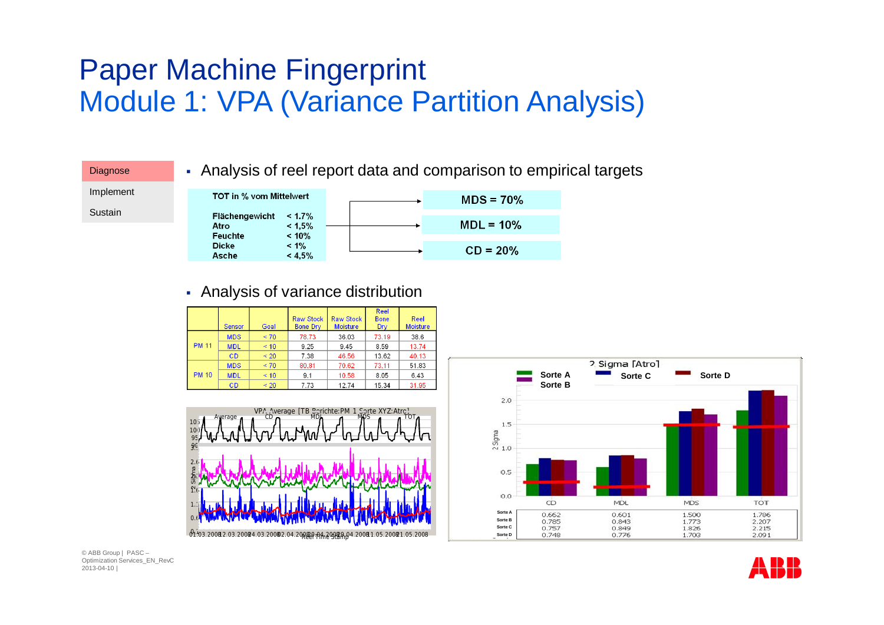# Paper Machine Fingerprint
## Module 1: VPA (Variance Partition Analysis)

- Diagnose
- Implement
- Sustain

- Analysis of reel report data and comparison to empirical targets

**TOT in % vom Mittelwert**

| | |
|---|---|
| **Flächengewicht** | **< 1.7%** |
| **Atro** | **< 1,5%** |
| **Feuchte** | **< 10%** |
| **Dicke** | **< 1%** |
| **Asche** | **< 4,5%** |

**MDS = 70%**

**MDL = 10%**

**CD = 20%**

- Analysis of variance distribution

| | Sensor | Goal | Raw Stock Bone Dry | Raw Stock Moisture | Reel Bone Dry | Reel Moisture |
|---|---|---|---|---|---|---|
| PM 11 | MDS | < 70 | 78.73 | 36.03 | 73.19 | 38.6 |
| | MDL | < 10 | 9.25 | 9.45 | 8.59 | 13.74 |
| | CD | < 20 | 7.38 | 46.56 | 13.62 | 40.13 |
| PM 10 | MDS | < 70 | 80.81 | 70.62 | 73.11 | 51.83 |
| | MDL | < 10 | 9.1 | 10.58 | 8.05 | 6.43 |
| | CD | < 20 | 7.73 | 12.74 | 15.34 | 31.95 |

2 Sigma [Atro]

| | CD | MDL | MDS | TOT |
|---|---|---|---|---|
| Sorte A | 0.662 | 0.601 | 1.500 | 1.786 |
| Sorte B | 0.785 | 0.843 | 1.773 | 2.207 |
| Sorte C | 0.757 | 0.849 | 1.826 | 2.215 |
| Sorte D | 0.748 | 0.776 | 1.703 | 2.091 |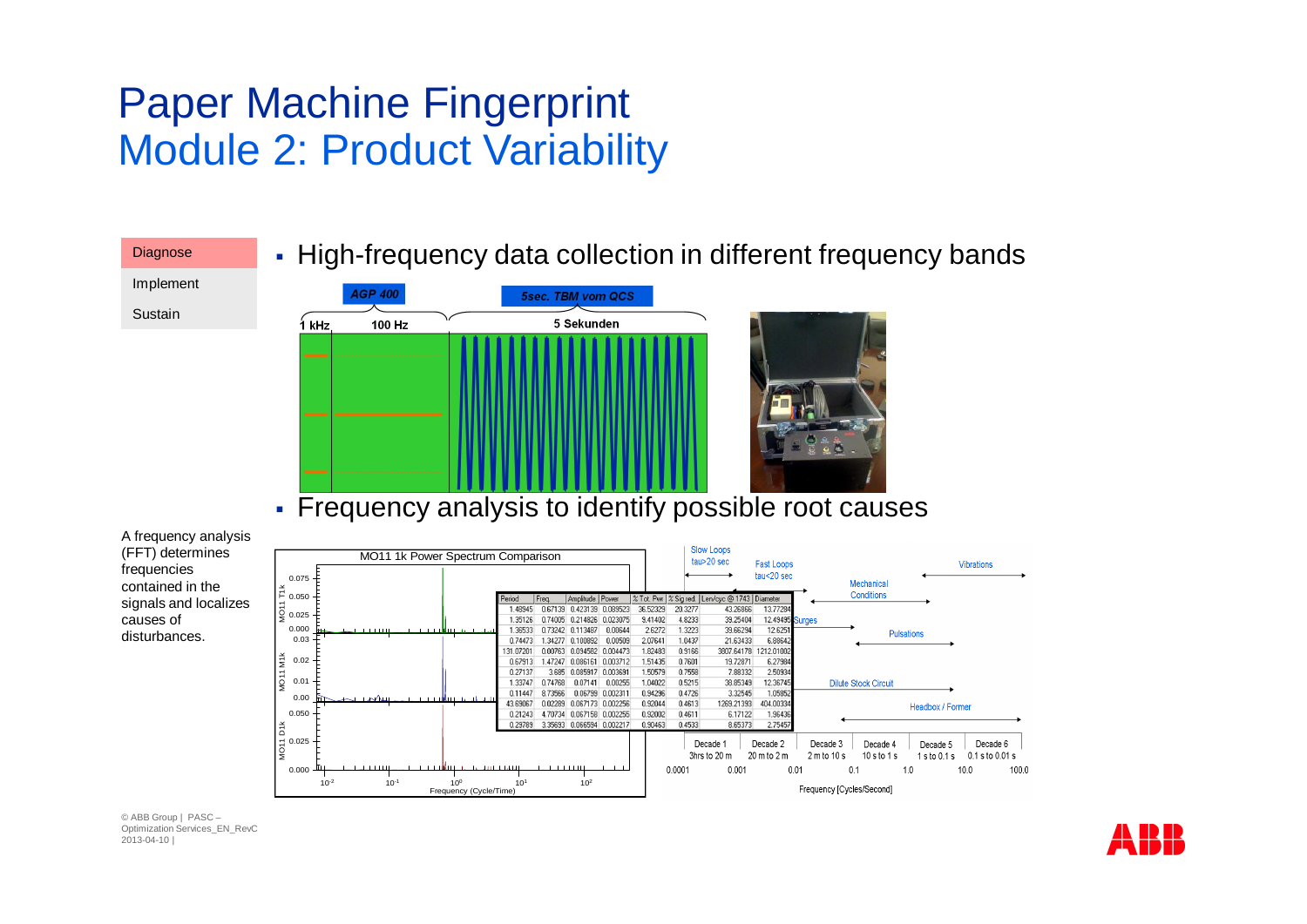# Paper Machine Fingerprint
## Module 2: Product Variability

- Diagnose
- Implement
- Sustain

- High-frequency data collection in different frequency bands

AGP 400 | 5sec. TBM vom QCS

1 kHz | 100 Hz | 5 Sekunden

- Frequency analysis to identify possible root causes

A frequency analysis (FFT) determines frequencies contained in the signals and localizes causes of disturbances.

MO11 1k Power Spectrum Comparison

| Period | Freq | Amplitude | Power | % Tot. Pwr | % Sig red. | Len/cyc @ 1743 | Diameter |
|---|---|---|---|---|---|---|---|
| 1.48945 | 0.67139 | 0.423139 | 0.089523 | 36.52329 | 20.3277 | 43.26866 | 13.77284 |
| 1.35126 | 0.74005 | 0.214826 | 0.023075 | 9.41492 | 4.8233 | 39.25404 | 12.49495 |
| 1.36533 | 0.73242 | 0.113487 | 0.00644 | 2.6272 | 1.3223 | 39.66294 | 12.6251 |
| 0.74473 | 1.34277 | 0.100892 | 0.00509 | 2.07641 | 1.0437 | 21.63433 | 6.88642 |
| 131.07201 | 0.00763 | 0.094582 | 0.004473 | 1.82483 | 0.9166 | 3807.64178 | 1212.01002 |
| 0.67913 | 1.47247 | 0.086161 | 0.003712 | 1.51435 | 0.7601 | 19.72871 | 6.27984 |
| 0.27137 | 3.685 | 0.085917 | 0.003691 | 1.50579 | 0.7558 | 7.88332 | 2.50934 |
| 1.33747 | 0.74768 | 0.07141 | 0.00255 | 1.04022 | 0.5215 | 38.85349 | 12.36745 |
| 0.11447 | 8.73566 | 0.06799 | 0.002311 | 0.94296 | 0.4726 | 3.32545 | 1.05852 |
| 43.69067 | 0.02289 | 0.067173 | 0.002256 | 0.92044 | 0.4613 | 1269.21393 | 404.00334 |
| 0.21243 | 4.70734 | 0.067158 | 0.002255 | 0.92002 | 0.4611 | 6.17122 | 1.96436 |
| 0.29789 | 3.35693 | 0.066594 | 0.002217 | 0.90463 | 0.4533 | 8.65373 | 2.75457 |

Slow Loops tau>20 sec | Fast Loops tau<20 sec | Mechanical Conditions | Vibrations | Surges | Pulsations | Dilute Stock Circuit | Headbox / Former

| Decade 1 | Decade 2 | Decade 3 | Decade 4 | Decade 5 | Decade 6 |
|---|---|---|---|---|---|
| 3hrs to 20 m | 20 m to 2 m | 2 m to 10 s | 10 s to 1 s | 1 s to 0.1 s | 0.1 s to 0.01 s |

Frequency [Cycles/Second]: 0.0001, 0.001, 0.01, 0.1, 1.0, 10.0, 100.0

© ABB Group | PASC – Optimization Services_EN_RevC
2013-04-10 |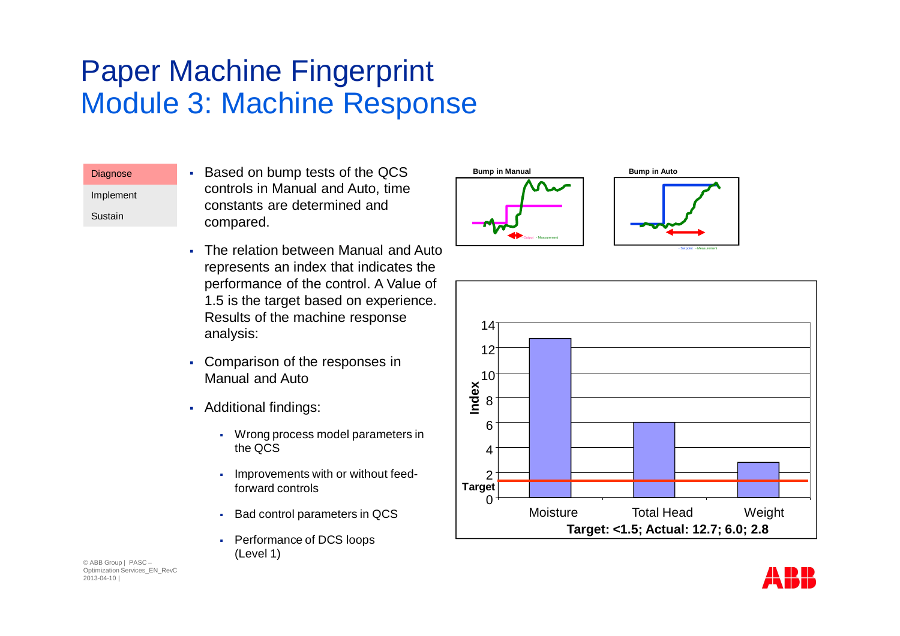# Paper Machine Fingerprint
## Module 3: Machine Response

- Diagnose
- Implement
- Sustain

- Based on bump tests of the QCS controls in Manual and Auto, time constants are determined and compared.
- The relation between Manual and Auto represents an index that indicates the performance of the control. A Value of 1.5 is the target based on experience. Results of the machine response analysis:
- Comparison of the responses in Manual and Auto
- Additional findings:
  - Wrong process model parameters in the QCS
  - Improvements with or without feed-forward controls
  - Bad control parameters in QCS
  - Performance of DCS loops (Level 1)

**Bump in Manual**

**Bump in Auto**

| | Moisture | Total Head | Weight |
|---|---|---|---|
| Index | 12.7 | 6.0 | 2.8 |

**Target: <1.5; Actual: 12.7; 6.0; 2.8**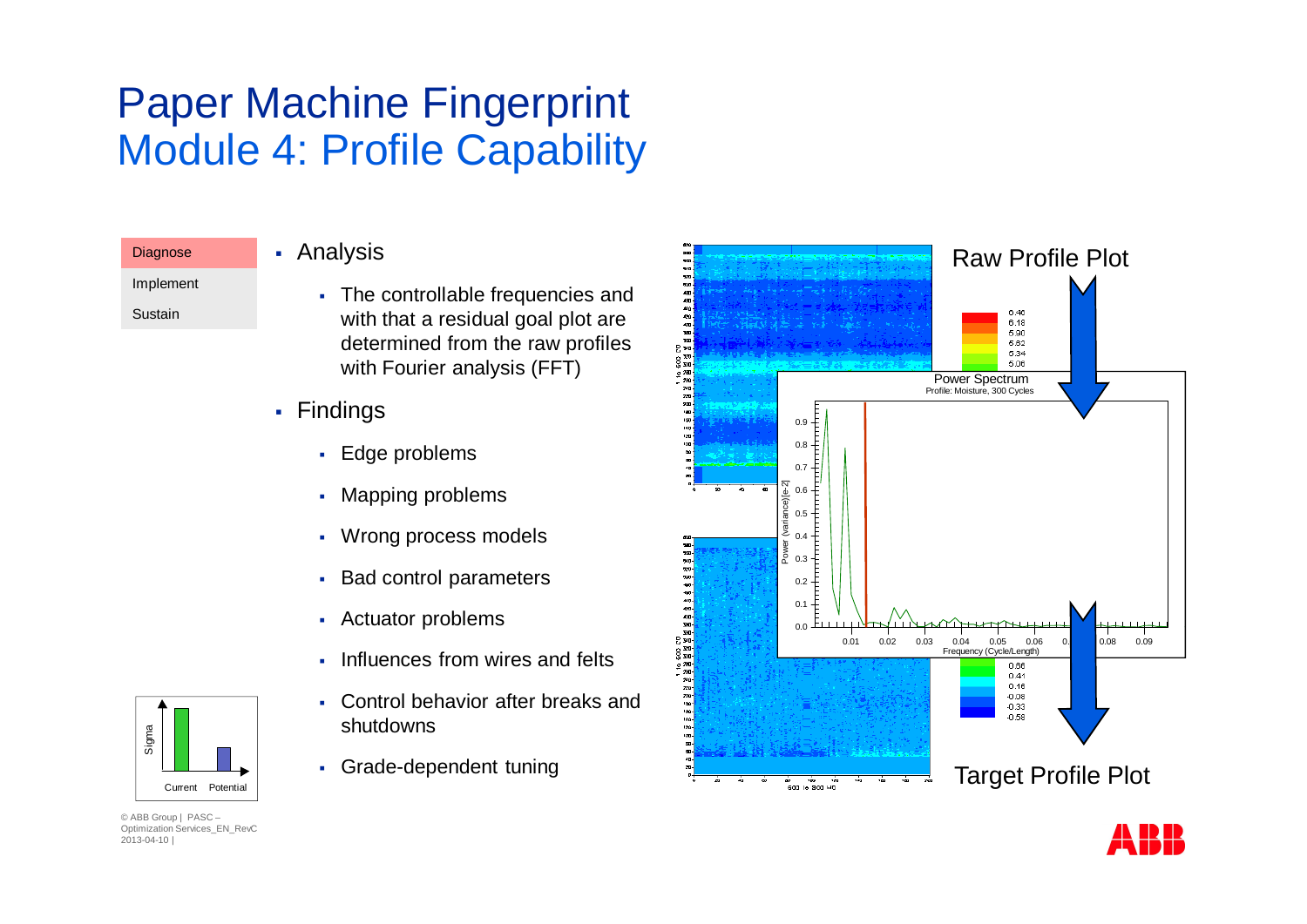# Paper Machine Fingerprint
## Module 4: Profile Capability

Diagnose

Implement

Sustain

- Analysis
  - The controllable frequencies and with that a residual goal plot are determined from the raw profiles with Fourier analysis (FFT)
- Findings
  - Edge problems
  - Mapping problems
  - Wrong process models
  - Bad control parameters
  - Actuator problems
  - Influences from wires and felts
  - Control behavior after breaks and shutdowns
  - Grade-dependent tuning

Raw Profile Plot

Power Spectrum
Profile: Moisture, 300 Cycles

Target Profile Plot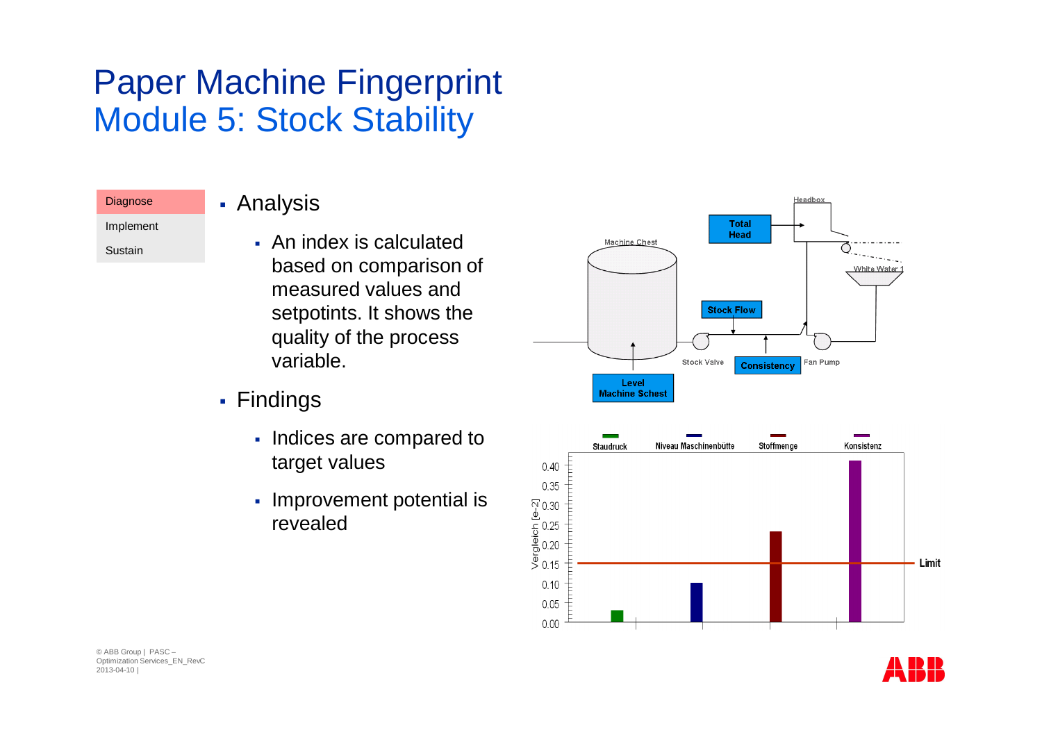# Paper Machine Fingerprint
## Module 5: Stock Stability

- Diagnose
- Implement
- Sustain

- Analysis
  - An index is calculated based on comparison of measured values and setpotints. It shows the quality of the process variable.
- Findings
  - Indices are compared to target values
  - Improvement potential is revealed

Headbox

Total Head

Machine Chest

White Water 1

Stock Flow

Stock Valve

Consistency

Fan Pump

Level Machine Schest

Staudruck | Niveau Maschinenbütte | Stoffmenge | Konsistenz

Vergleich [e-2]

0.40, 0.35, 0.30, 0.25, 0.20, 0.15, 0.10, 0.05, 0.00

Limit

© ABB Group | PASC – Optimization Services_EN_RevC
2013-04-10 |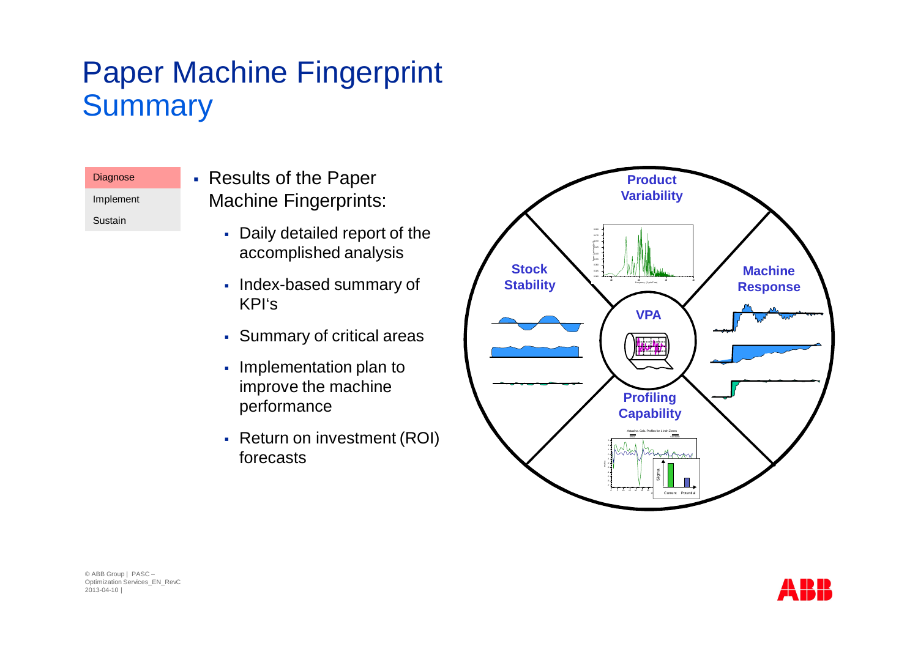# Paper Machine Fingerprint
## Summary

- Diagnose
- Implement
- Sustain

- Results of the Paper Machine Fingerprints:
  - Daily detailed report of the accomplished analysis
  - Index-based summary of KPI's
  - Summary of critical areas
  - Implementation plan to improve the machine performance
  - Return on investment (ROI) forecasts

Product Variability

Stock Stability

Machine Response

VPA

Profiling Capability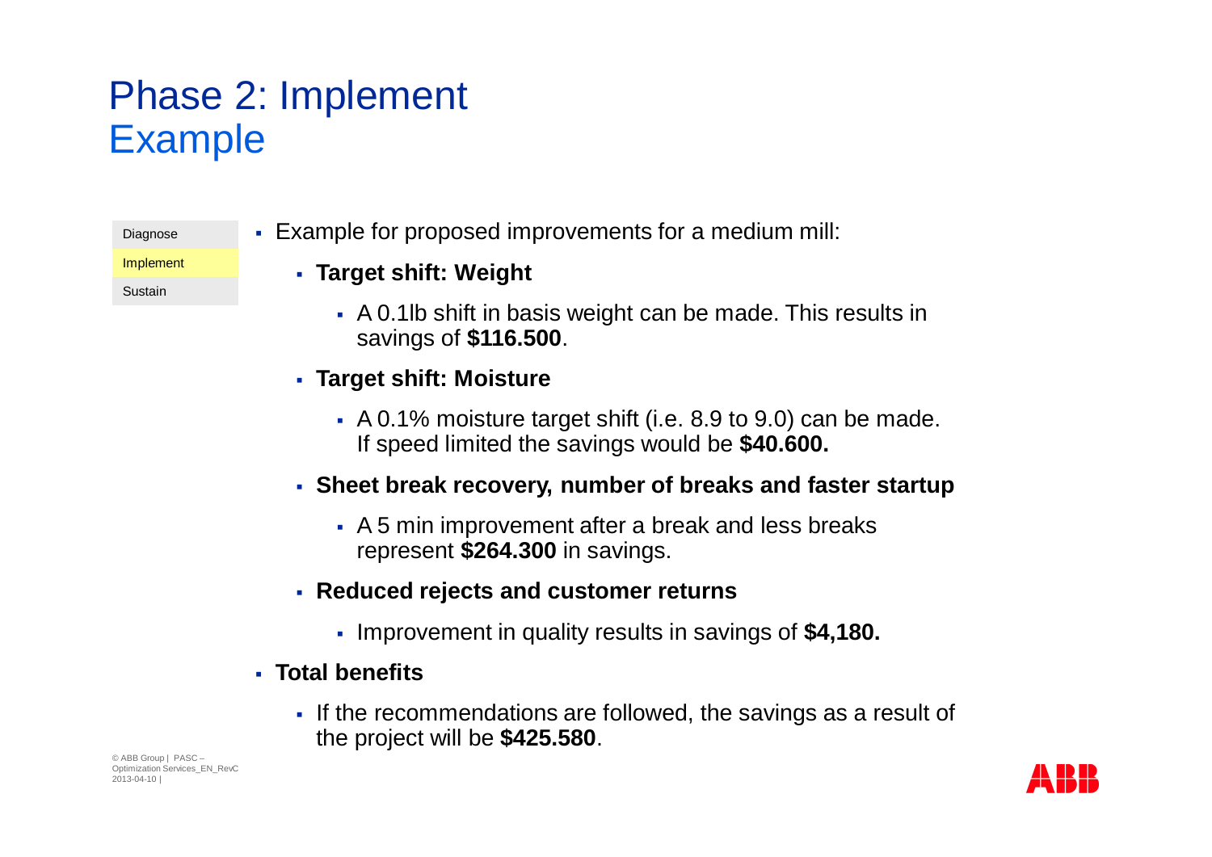# Phase 2: Implement
## Example

- Diagnose
- Implement
- Sustain

- Example for proposed improvements for a medium mill:
  - **Target shift: Weight**
    - A 0.1lb shift in basis weight can be made. This results in savings of **$116.500**.
  - **Target shift: Moisture**
    - A 0.1% moisture target shift (i.e. 8.9 to 9.0) can be made. If speed limited the savings would be **$40.600.**
  - **Sheet break recovery, number of breaks and faster startup**
    - A 5 min improvement after a break and less breaks represent **$264.300** in savings.
  - **Reduced rejects and customer returns**
    - Improvement in quality results in savings of **$4,180.**
- **Total benefits**
  - If the recommendations are followed, the savings as a result of the project will be **$425.580**.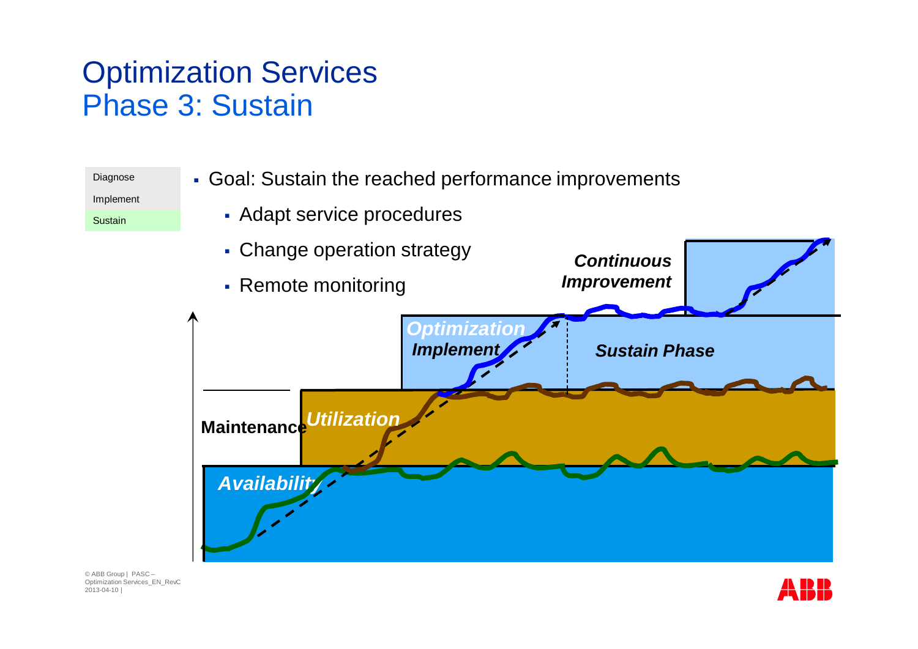# Optimization Services
## Phase 3: Sustain

- Diagnose
- Implement
- Sustain

- Goal: Sustain the reached performance improvements
  - Adapt service procedures
  - Change operation strategy
  - Remote monitoring

*Continuous Improvement*

*Optimization*

*Implement*

*Sustain Phase*

**Maintenance**

*Utilization*

*Availability*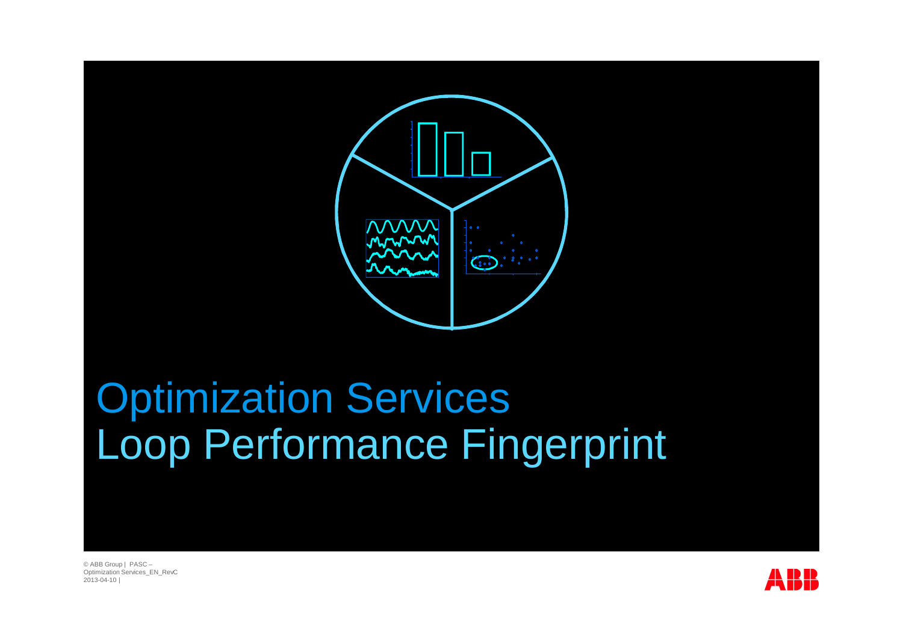# Optimization Services
## Loop Performance Fingerprint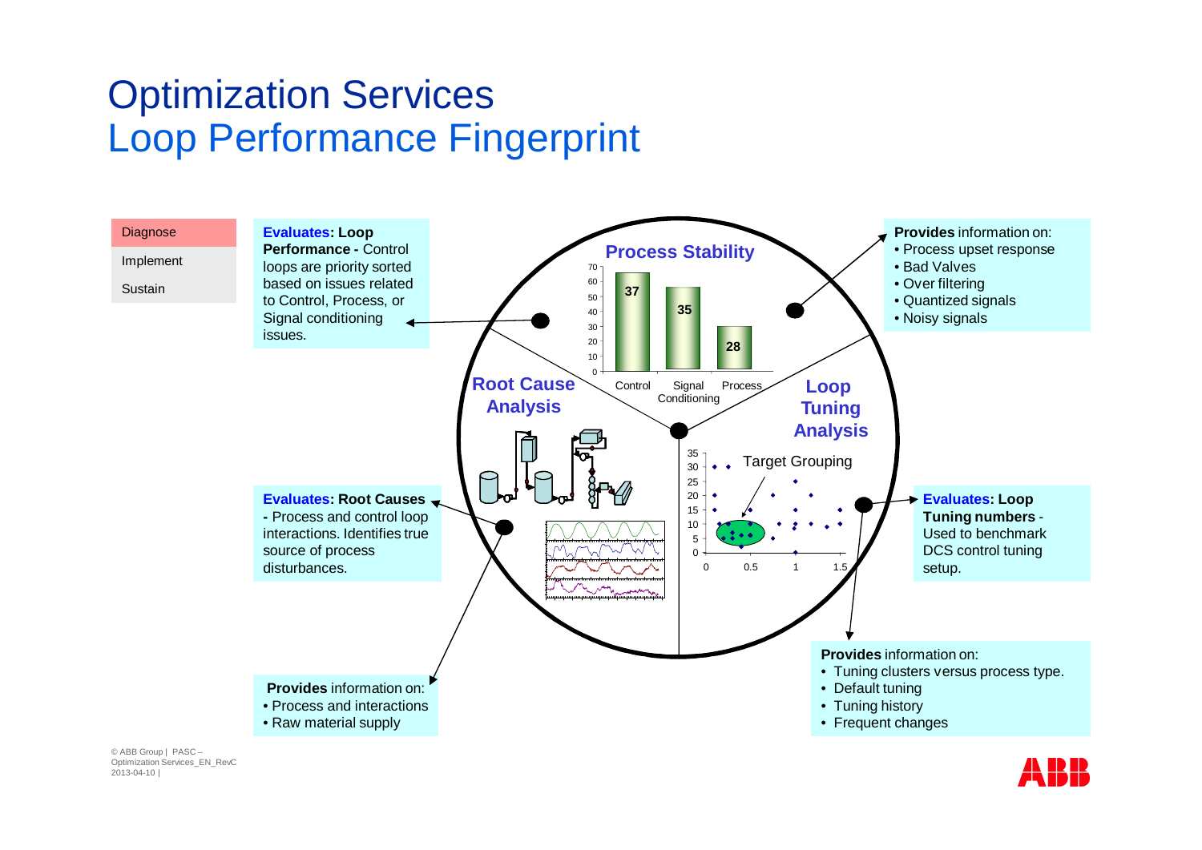# Optimization Services
## Loop Performance Fingerprint

- Diagnose
- Implement
- Sustain

**Evaluates: Loop Performance -** Control loops are priority sorted based on issues related to Control, Process, or Signal conditioning issues.

**Process Stability**

| Control | Signal Conditioning | Process |
|---|---|---|
| 37 | 35 | 28 |

**Provides** information on:
- Process upset response
- Bad Valves
- Over filtering
- Quantized signals
- Noisy signals

**Root Cause Analysis**

**Loop Tuning Analysis**

Target Grouping

**Evaluates: Root Causes -** Process and control loop interactions. Identifies true source of process disturbances.

**Evaluates: Loop Tuning numbers** - Used to benchmark DCS control tuning setup.

**Provides** information on:
- Process and interactions
- Raw material supply

**Provides** information on:
- Tuning clusters versus process type.
- Default tuning
- Tuning history
- Frequent changes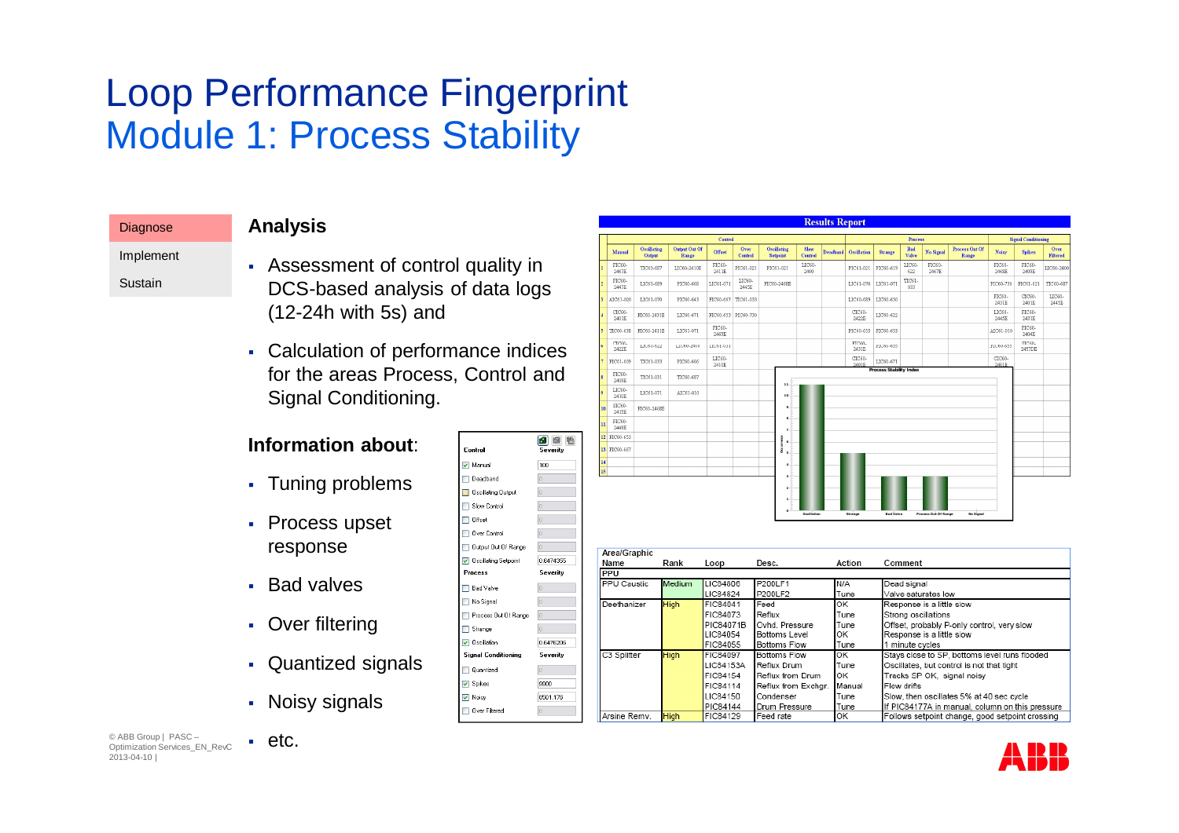# Loop Performance Fingerprint
## Module 1: Process Stability

- Diagnose
- Implement
- Sustain

### Analysis

- Assessment of control quality in DCS-based analysis of data logs (12-24h with 5s) and
- Calculation of performance indices for the areas Process, Control and Signal Conditioning.

### Information about:

- Tuning problems
- Process upset response
- Bad valves
- Over filtering
- Quantized signals
- Noisy signals
- etc.

| Area/Graphic Name | Rank | Loop | Desc. | Action | Comment |
|---|---|---|---|---|---|
| PPU | | | | | |
| PPU Caustic | Medium | LIC84806 | P200LF1 | N/A | Dead signal |
| | | LIC84824 | P200LF2 | Tune | Valve saturates low |
| Deethanizer | High | FIC84041 | Feed | OK | Response is a little slow |
| | | FIC84073 | Reflux | Tune | Strong oscillations |
| | | PIC84071B | Ovhd. Pressure | Tune | Offset, probably P-only control, very slow |
| | | LIC84054 | Bottoms Level | OK | Response is a little slow |
| | | FIC84055 | Bottoms Flow | Tune | 1 minute cycles |
| C3 Splitter | High | FIC84097 | Bottoms Flow | OK | Stays close to SP, bottoms level runs flooded |
| | | LIC84153A | Reflux Drum | Tune | Oscillates, but control is not that tight |
| | | FIC84154 | Reflux from Drum | OK | Tracks SP OK, signal noisy |
| | | FIC84114 | Reflux from Exchgr. | Manual | Flow drifts |
| | | LIC84150 | Condenser | Tune | Slow, then oscillates 5% at 40 sec cycle |
| | | PIC84144 | Drum Pressure | Tune | If PIC84177A in manual, column on this pressure |
| Arsine Remv. | High | FIC84129 | Feed rate | OK | Follows setpoint change, good setpoint crossing |

© ABB Group | PASC – Optimization Services_EN_RevC
2013-04-10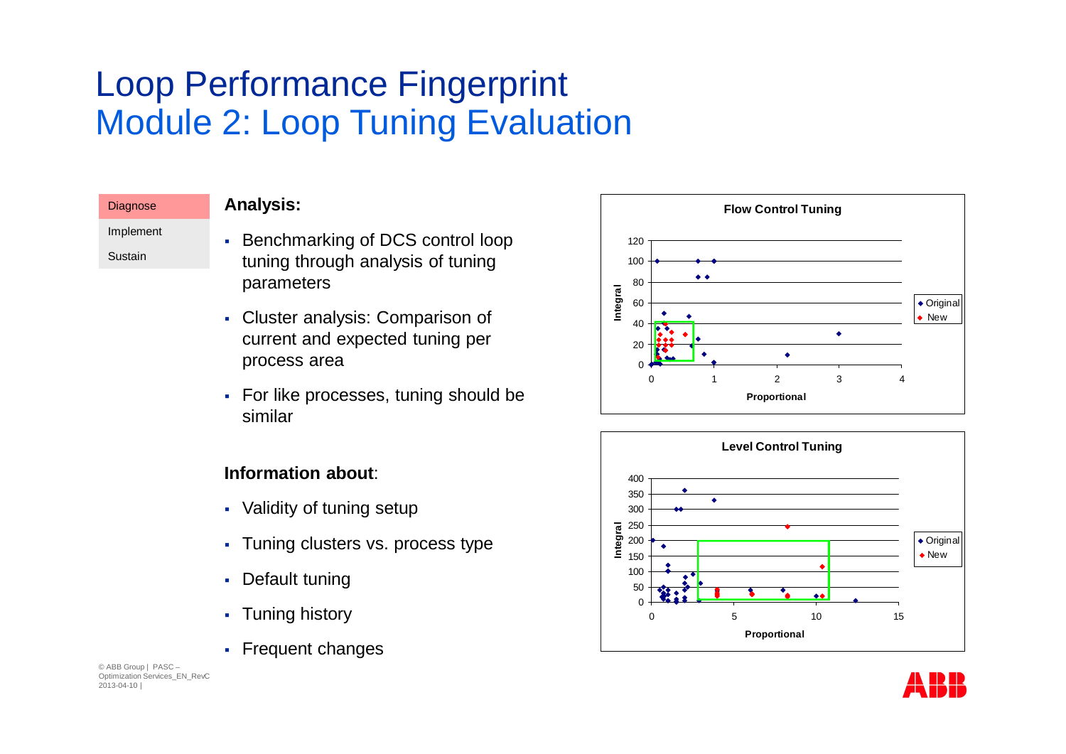# Loop Performance Fingerprint
## Module 2: Loop Tuning Evaluation

- Diagnose
- Implement
- Sustain

**Analysis:**

- Benchmarking of DCS control loop tuning through analysis of tuning parameters
- Cluster analysis: Comparison of current and expected tuning per process area
- For like processes, tuning should be similar

**Information about**:

- Validity of tuning setup
- Tuning clusters vs. process type
- Default tuning
- Tuning history
- Frequent changes

**Flow Control Tuning**

Integral / Proportional — Original, New

**Level Control Tuning**

Integral / Proportional — Original, New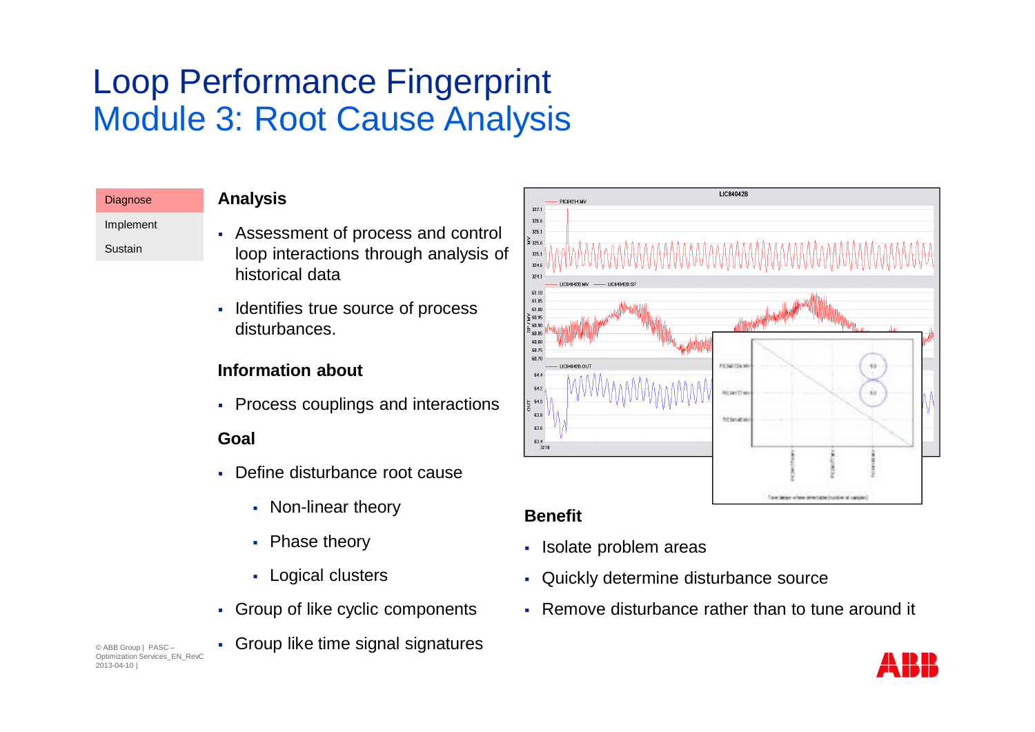# Loop Performance Fingerprint
## Module 3: Root Cause Analysis

Diagnose

Implement

Sustain

### Analysis

- Assessment of process and control loop interactions through analysis of historical data
- Identifies true source of process disturbances.

### Information about

- Process couplings and interactions

### Goal

- Define disturbance root cause
  - Non-linear theory
  - Phase theory
  - Logical clusters
- Group of like cyclic components
- Group like time signal signatures

### Benefit

- Isolate problem areas
- Quickly determine disturbance source
- Remove disturbance rather than to tune around it

© ABB Group | PASC – Optimization Services_EN_RevC
2013-04-10 |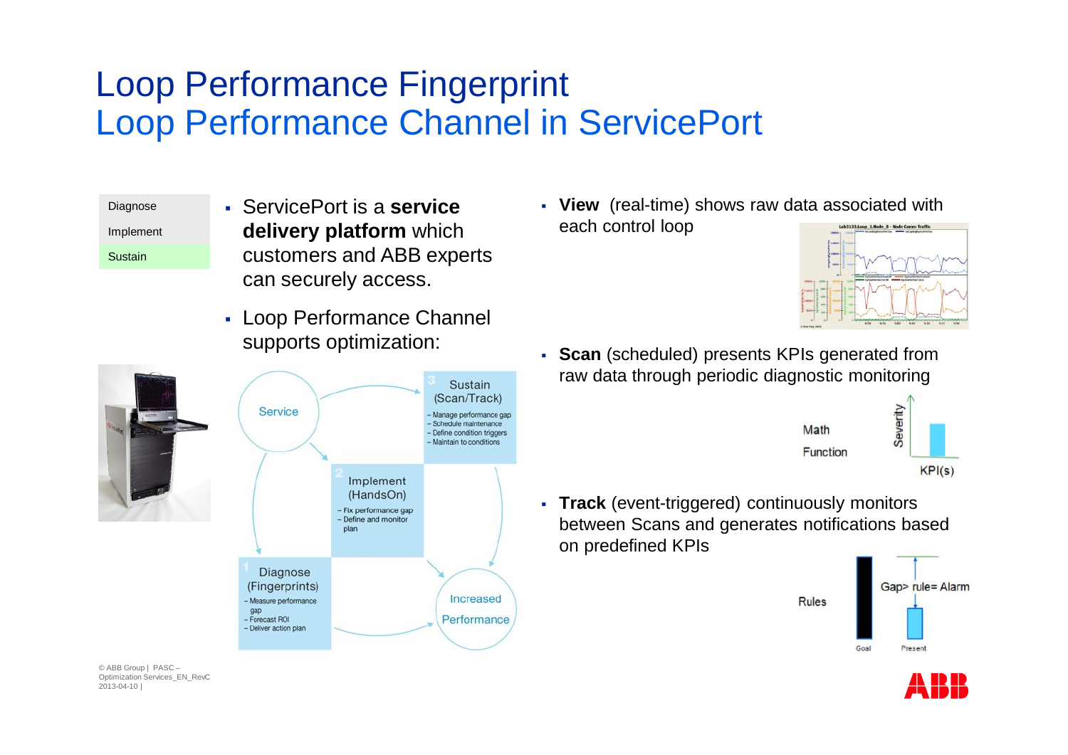# Loop Performance Fingerprint
## Loop Performance Channel in ServicePort

- Diagnose
- Implement
- Sustain

- ServicePort is a **service delivery platform** which customers and ABB experts can securely access.
- Loop Performance Channel supports optimization:

Service

Sustain (Scan/Track)
- Manage performance gap
- Schedule maintenance
- Define condition triggers
- Maintain to conditions

Implement (HandsOn)
- Fix performance gap
- Define and monitor plan

Diagnose (Fingerprints)
- Measure performance gap
- Forecast ROI
- Deliver action plan

Increased Performance

- **View** (real-time) shows raw data associated with each control loop
- **Scan** (scheduled) presents KPIs generated from raw data through periodic diagnostic monitoring

Math Function — Severity — KPI(s)

- **Track** (event-triggered) continuously monitors between Scans and generates notifications based on predefined KPIs

Rules — Gap> rule= Alarm — Goal — Present

© ABB Group | PASC – Optimization Services_EN_RevC
2013-04-10 |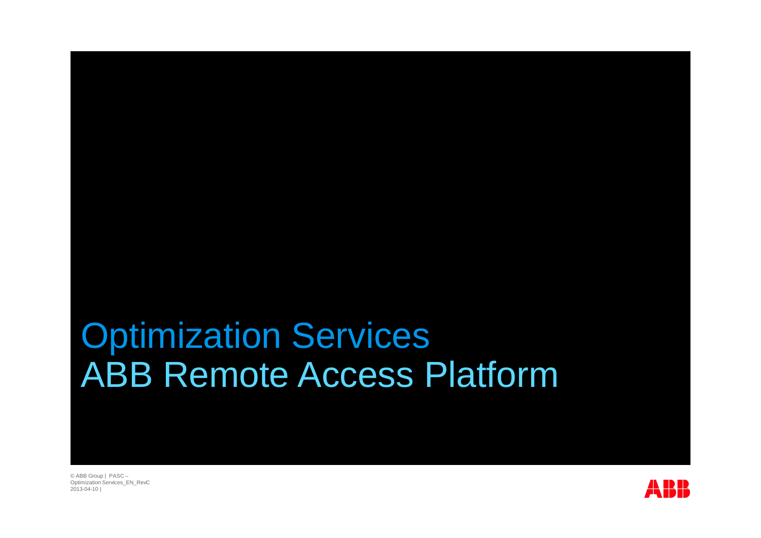# Optimization Services
## ABB Remote Access Platform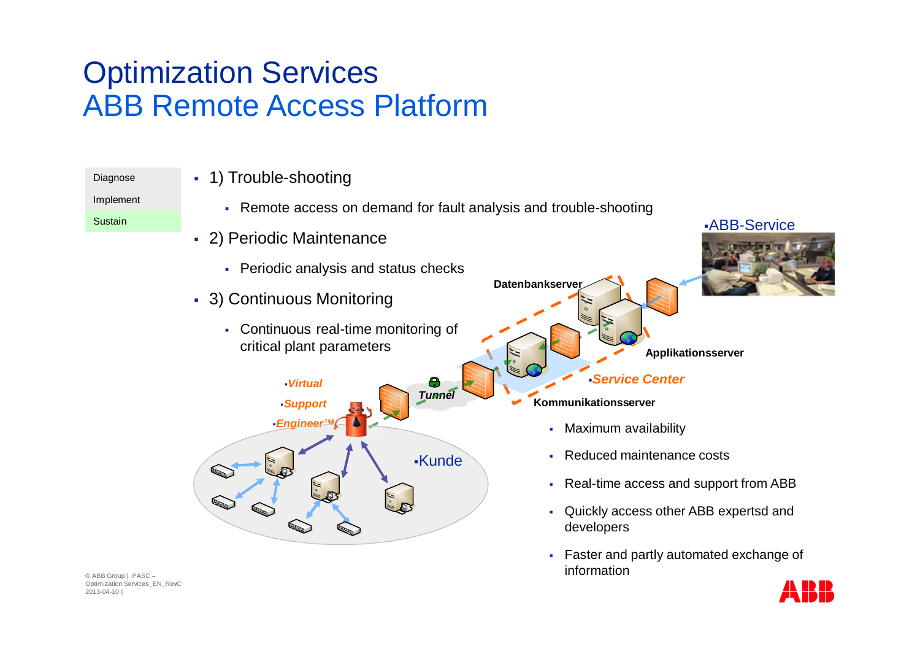# Optimization Services
## ABB Remote Access Platform

- Diagnose
- Implement
- Sustain

- 1) Trouble-shooting
  - Remote access on demand for fault analysis and trouble-shooting
- 2) Periodic Maintenance
  - Periodic analysis and status checks
- 3) Continuous Monitoring
  - Continuous real-time monitoring of critical plant parameters

ABB-Service

Datenbankserver

Applikationsserver

*Service Center*

Kommunikationsserver

*Tunnel*

*Virtual Support Engineer™*

Kunde

- Maximum availability
- Reduced maintenance costs
- Real-time access and support from ABB
- Quickly access other ABB expertsd and developers
- Faster and partly automated exchange of information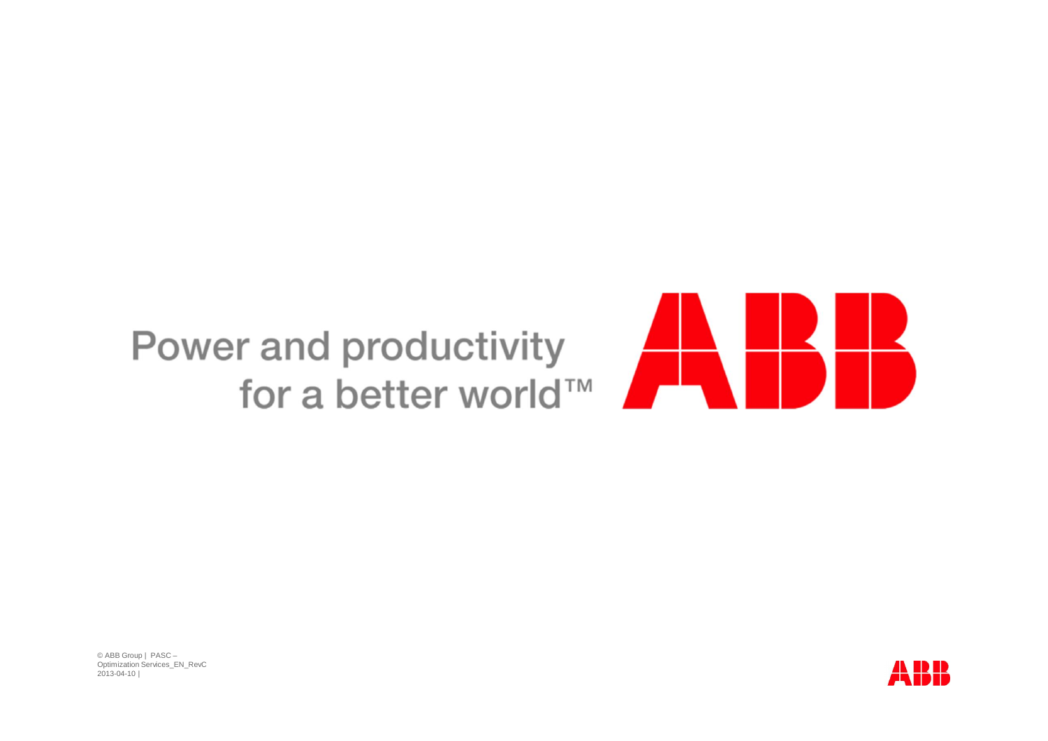Power and productivity
for a better world™